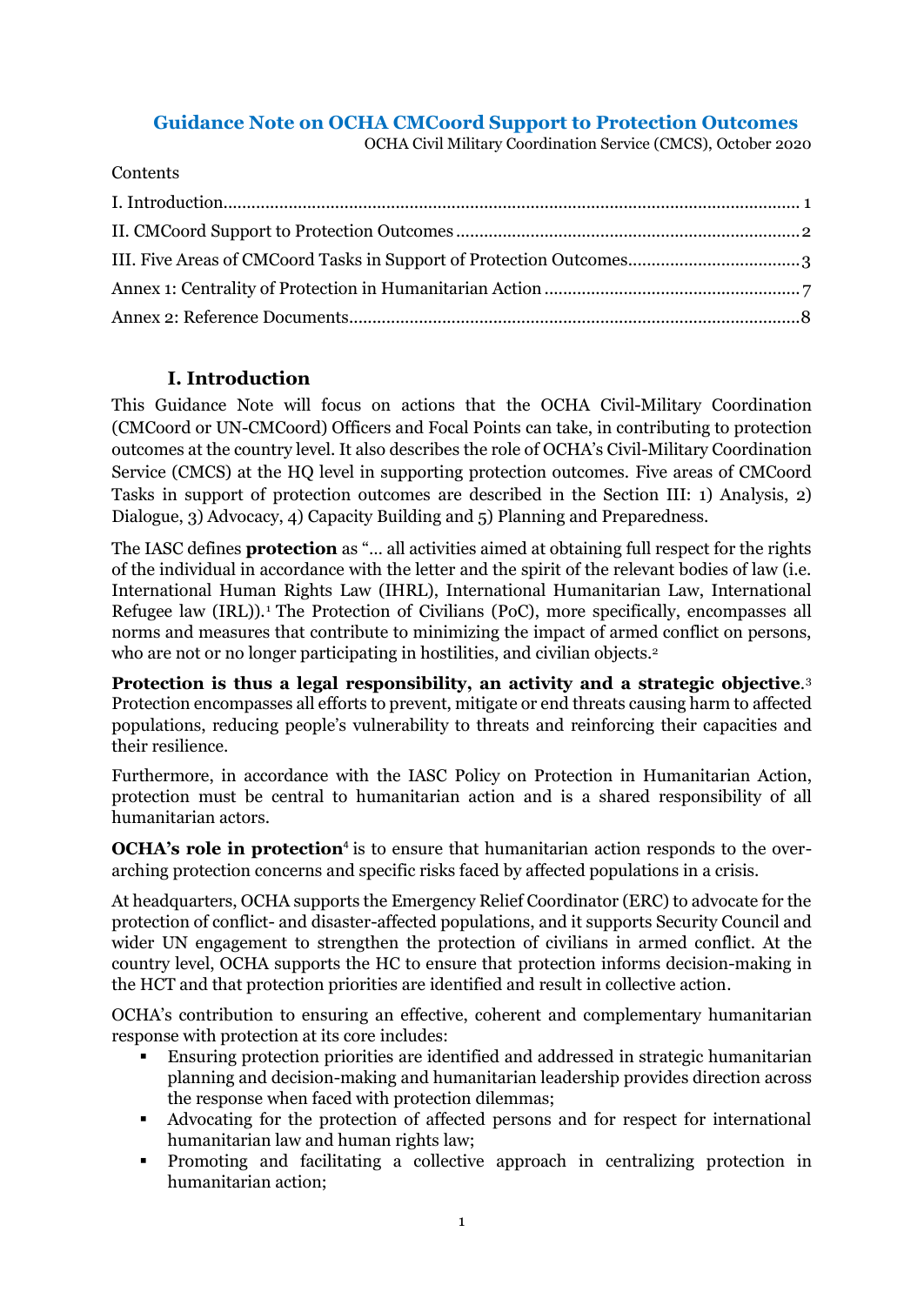# Guidance Note on OCHA CMCoord Support to Protection Outcomes

OCHA Civil Military Coordination Service (CMCS), October 2020

Contents

I. Introduction........................................................................................................................ 1
II. CMCoord Support to Protection Outcomes ........................................................................ 2
III. Five Areas of CMCoord Tasks in Support of Protection Outcomes.................................... 3
Annex 1: Centrality of Protection in Humanitarian Action ...................................................... 7
Annex 2: Reference Documents................................................................................................ 8

## I. Introduction

This Guidance Note will focus on actions that the OCHA Civil-Military Coordination (CMCoord or UN-CMCoord) Officers and Focal Points can take, in contributing to protection outcomes at the country level. It also describes the role of OCHA's Civil-Military Coordination Service (CMCS) at the HQ level in supporting protection outcomes. Five areas of CMCoord Tasks in support of protection outcomes are described in the Section III: 1) Analysis, 2) Dialogue, 3) Advocacy, 4) Capacity Building and 5) Planning and Preparedness.

The IASC defines **protection** as "… all activities aimed at obtaining full respect for the rights of the individual in accordance with the letter and the spirit of the relevant bodies of law (i.e. International Human Rights Law (IHRL), International Humanitarian Law, International Refugee law (IRL)).[1] The Protection of Civilians (PoC), more specifically, encompasses all norms and measures that contribute to minimizing the impact of armed conflict on persons, who are not or no longer participating in hostilities, and civilian objects.[2]

**Protection is thus a legal responsibility, an activity and a strategic objective**.[3] Protection encompasses all efforts to prevent, mitigate or end threats causing harm to affected populations, reducing people's vulnerability to threats and reinforcing their capacities and their resilience.

Furthermore, in accordance with the IASC Policy on Protection in Humanitarian Action, protection must be central to humanitarian action and is a shared responsibility of all humanitarian actors.

**OCHA's role in protection**[4] is to ensure that humanitarian action responds to the over-arching protection concerns and specific risks faced by affected populations in a crisis.

At headquarters, OCHA supports the Emergency Relief Coordinator (ERC) to advocate for the protection of conflict- and disaster-affected populations, and it supports Security Council and wider UN engagement to strengthen the protection of civilians in armed conflict. At the country level, OCHA supports the HC to ensure that protection informs decision-making in the HCT and that protection priorities are identified and result in collective action.

OCHA's contribution to ensuring an effective, coherent and complementary humanitarian response with protection at its core includes:

- Ensuring protection priorities are identified and addressed in strategic humanitarian planning and decision-making and humanitarian leadership provides direction across the response when faced with protection dilemmas;
- Advocating for the protection of affected persons and for respect for international humanitarian law and human rights law;
- Promoting and facilitating a collective approach in centralizing protection in humanitarian action;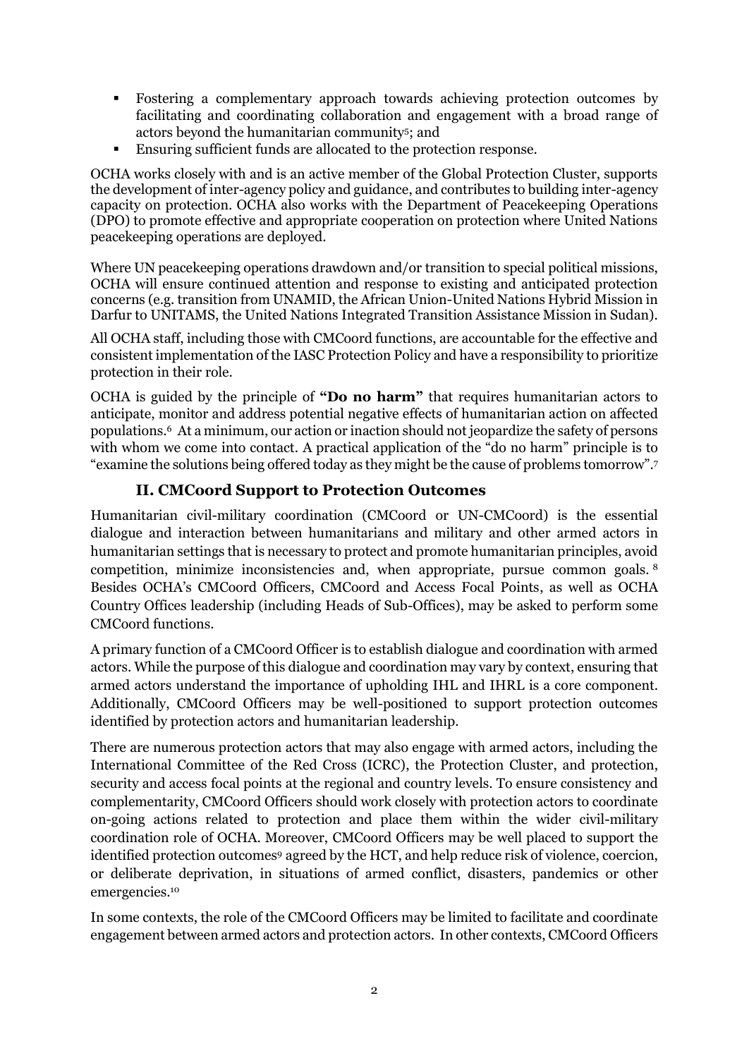- Fostering a complementary approach towards achieving protection outcomes by facilitating and coordinating collaboration and engagement with a broad range of actors beyond the humanitarian community[5]; and
- Ensuring sufficient funds are allocated to the protection response.

OCHA works closely with and is an active member of the Global Protection Cluster, supports the development of inter-agency policy and guidance, and contributes to building inter-agency capacity on protection. OCHA also works with the Department of Peacekeeping Operations (DPO) to promote effective and appropriate cooperation on protection where United Nations peacekeeping operations are deployed.

Where UN peacekeeping operations drawdown and/or transition to special political missions, OCHA will ensure continued attention and response to existing and anticipated protection concerns (e.g. transition from UNAMID, the African Union-United Nations Hybrid Mission in Darfur to UNITAMS, the United Nations Integrated Transition Assistance Mission in Sudan).

All OCHA staff, including those with CMCoord functions, are accountable for the effective and consistent implementation of the IASC Protection Policy and have a responsibility to prioritize protection in their role.

OCHA is guided by the principle of **"Do no harm"** that requires humanitarian actors to anticipate, monitor and address potential negative effects of humanitarian action on affected populations.[6] At a minimum, our action or inaction should not jeopardize the safety of persons with whom we come into contact. A practical application of the "do no harm" principle is to "examine the solutions being offered today as they might be the cause of problems tomorrow".[7]

## II. CMCoord Support to Protection Outcomes

Humanitarian civil-military coordination (CMCoord or UN-CMCoord) is the essential dialogue and interaction between humanitarians and military and other armed actors in humanitarian settings that is necessary to protect and promote humanitarian principles, avoid competition, minimize inconsistencies and, when appropriate, pursue common goals.[8] Besides OCHA's CMCoord Officers, CMCoord and Access Focal Points, as well as OCHA Country Offices leadership (including Heads of Sub-Offices), may be asked to perform some CMCoord functions.

A primary function of a CMCoord Officer is to establish dialogue and coordination with armed actors. While the purpose of this dialogue and coordination may vary by context, ensuring that armed actors understand the importance of upholding IHL and IHRL is a core component. Additionally, CMCoord Officers may be well-positioned to support protection outcomes identified by protection actors and humanitarian leadership.

There are numerous protection actors that may also engage with armed actors, including the International Committee of the Red Cross (ICRC), the Protection Cluster, and protection, security and access focal points at the regional and country levels. To ensure consistency and complementarity, CMCoord Officers should work closely with protection actors to coordinate on-going actions related to protection and place them within the wider civil-military coordination role of OCHA. Moreover, CMCoord Officers may be well placed to support the identified protection outcomes[9] agreed by the HCT, and help reduce risk of violence, coercion, or deliberate deprivation, in situations of armed conflict, disasters, pandemics or other emergencies.[10]

In some contexts, the role of the CMCoord Officers may be limited to facilitate and coordinate engagement between armed actors and protection actors. In other contexts, CMCoord Officers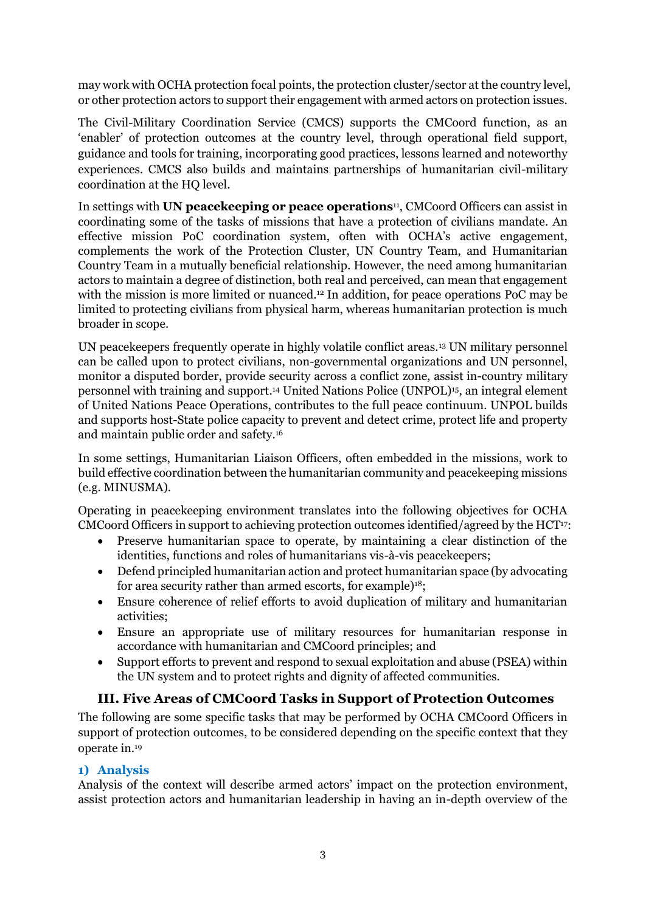may work with OCHA protection focal points, the protection cluster/sector at the country level, or other protection actors to support their engagement with armed actors on protection issues.

The Civil-Military Coordination Service (CMCS) supports the CMCoord function, as an 'enabler' of protection outcomes at the country level, through operational field support, guidance and tools for training, incorporating good practices, lessons learned and noteworthy experiences. CMCS also builds and maintains partnerships of humanitarian civil-military coordination at the HQ level.

In settings with **UN peacekeeping or peace operations**[11], CMCoord Officers can assist in coordinating some of the tasks of missions that have a protection of civilians mandate. An effective mission PoC coordination system, often with OCHA's active engagement, complements the work of the Protection Cluster, UN Country Team, and Humanitarian Country Team in a mutually beneficial relationship. However, the need among humanitarian actors to maintain a degree of distinction, both real and perceived, can mean that engagement with the mission is more limited or nuanced.[12] In addition, for peace operations PoC may be limited to protecting civilians from physical harm, whereas humanitarian protection is much broader in scope.

UN peacekeepers frequently operate in highly volatile conflict areas.[13] UN military personnel can be called upon to protect civilians, non-governmental organizations and UN personnel, monitor a disputed border, provide security across a conflict zone, assist in-country military personnel with training and support.[14] United Nations Police (UNPOL)[15], an integral element of United Nations Peace Operations, contributes to the full peace continuum. UNPOL builds and supports host-State police capacity to prevent and detect crime, protect life and property and maintain public order and safety.[16]

In some settings, Humanitarian Liaison Officers, often embedded in the missions, work to build effective coordination between the humanitarian community and peacekeeping missions (e.g. MINUSMA).

Operating in peacekeeping environment translates into the following objectives for OCHA CMCoord Officers in support to achieving protection outcomes identified/agreed by the HCT[17]:

- Preserve humanitarian space to operate, by maintaining a clear distinction of the identities, functions and roles of humanitarians vis-à-vis peacekeepers;
- Defend principled humanitarian action and protect humanitarian space (by advocating for area security rather than armed escorts, for example)[18];
- Ensure coherence of relief efforts to avoid duplication of military and humanitarian activities;
- Ensure an appropriate use of military resources for humanitarian response in accordance with humanitarian and CMCoord principles; and
- Support efforts to prevent and respond to sexual exploitation and abuse (PSEA) within the UN system and to protect rights and dignity of affected communities.

## III. Five Areas of CMCoord Tasks in Support of Protection Outcomes

The following are some specific tasks that may be performed by OCHA CMCoord Officers in support of protection outcomes, to be considered depending on the specific context that they operate in.[19]

### 1) Analysis

Analysis of the context will describe armed actors' impact on the protection environment, assist protection actors and humanitarian leadership in having an in-depth overview of the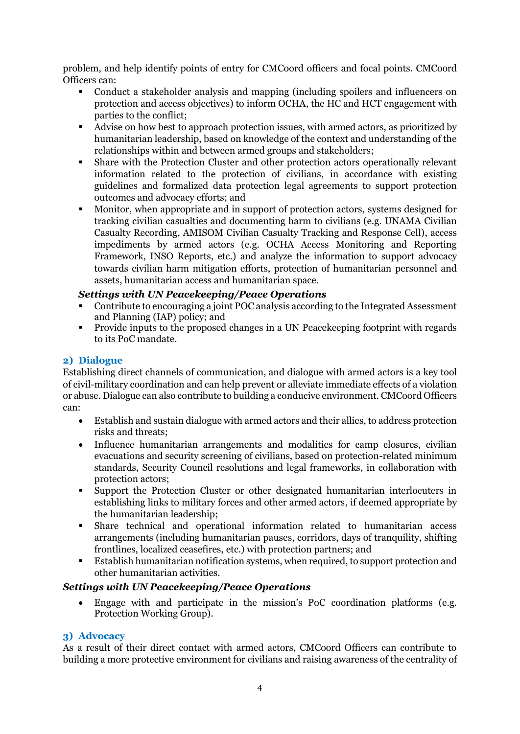problem, and help identify points of entry for CMCoord officers and focal points. CMCoord Officers can:

- Conduct a stakeholder analysis and mapping (including spoilers and influencers on protection and access objectives) to inform OCHA, the HC and HCT engagement with parties to the conflict;
- Advise on how best to approach protection issues, with armed actors, as prioritized by humanitarian leadership, based on knowledge of the context and understanding of the relationships within and between armed groups and stakeholders;
- Share with the Protection Cluster and other protection actors operationally relevant information related to the protection of civilians, in accordance with existing guidelines and formalized data protection legal agreements to support protection outcomes and advocacy efforts; and
- Monitor, when appropriate and in support of protection actors, systems designed for tracking civilian casualties and documenting harm to civilians (e.g. UNAMA Civilian Casualty Recording, AMISOM Civilian Casualty Tracking and Response Cell), access impediments by armed actors (e.g. OCHA Access Monitoring and Reporting Framework, INSO Reports, etc.) and analyze the information to support advocacy towards civilian harm mitigation efforts, protection of humanitarian personnel and assets, humanitarian access and humanitarian space.

***Settings with UN Peacekeeping/Peace Operations***

- Contribute to encouraging a joint POC analysis according to the Integrated Assessment and Planning (IAP) policy; and
- Provide inputs to the proposed changes in a UN Peacekeeping footprint with regards to its PoC mandate.

### 2) Dialogue

Establishing direct channels of communication, and dialogue with armed actors is a key tool of civil-military coordination and can help prevent or alleviate immediate effects of a violation or abuse. Dialogue can also contribute to building a conducive environment. CMCoord Officers can:

- Establish and sustain dialogue with armed actors and their allies, to address protection risks and threats;
- Influence humanitarian arrangements and modalities for camp closures, civilian evacuations and security screening of civilians, based on protection-related minimum standards, Security Council resolutions and legal frameworks, in collaboration with protection actors;
- Support the Protection Cluster or other designated humanitarian interlocuters in establishing links to military forces and other armed actors, if deemed appropriate by the humanitarian leadership;
- Share technical and operational information related to humanitarian access arrangements (including humanitarian pauses, corridors, days of tranquility, shifting frontlines, localized ceasefires, etc.) with protection partners; and
- Establish humanitarian notification systems, when required, to support protection and other humanitarian activities.

***Settings with UN Peacekeeping/Peace Operations***

- Engage with and participate in the mission's PoC coordination platforms (e.g. Protection Working Group).

### 3) Advocacy

As a result of their direct contact with armed actors, CMCoord Officers can contribute to building a more protective environment for civilians and raising awareness of the centrality of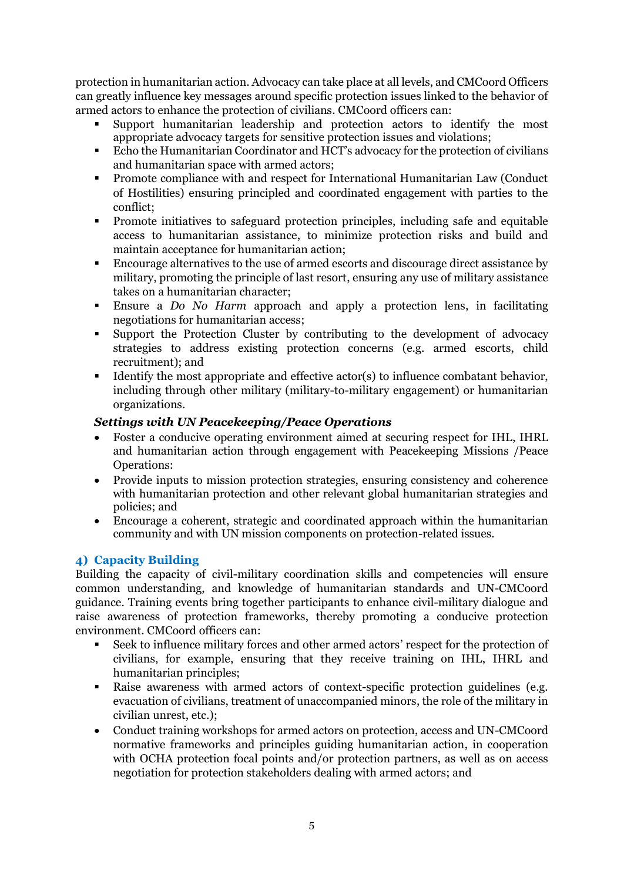protection in humanitarian action. Advocacy can take place at all levels, and CMCoord Officers can greatly influence key messages around specific protection issues linked to the behavior of armed actors to enhance the protection of civilians. CMCoord officers can:

- Support humanitarian leadership and protection actors to identify the most appropriate advocacy targets for sensitive protection issues and violations;
- Echo the Humanitarian Coordinator and HCT's advocacy for the protection of civilians and humanitarian space with armed actors;
- Promote compliance with and respect for International Humanitarian Law (Conduct of Hostilities) ensuring principled and coordinated engagement with parties to the conflict;
- Promote initiatives to safeguard protection principles, including safe and equitable access to humanitarian assistance, to minimize protection risks and build and maintain acceptance for humanitarian action;
- Encourage alternatives to the use of armed escorts and discourage direct assistance by military, promoting the principle of last resort, ensuring any use of military assistance takes on a humanitarian character;
- Ensure a *Do No Harm* approach and apply a protection lens, in facilitating negotiations for humanitarian access;
- Support the Protection Cluster by contributing to the development of advocacy strategies to address existing protection concerns (e.g. armed escorts, child recruitment); and
- Identify the most appropriate and effective actor(s) to influence combatant behavior, including through other military (military-to-military engagement) or humanitarian organizations.

***Settings with UN Peacekeeping/Peace Operations***

- Foster a conducive operating environment aimed at securing respect for IHL, IHRL and humanitarian action through engagement with Peacekeeping Missions /Peace Operations:
- Provide inputs to mission protection strategies, ensuring consistency and coherence with humanitarian protection and other relevant global humanitarian strategies and policies; and
- Encourage a coherent, strategic and coordinated approach within the humanitarian community and with UN mission components on protection-related issues.

### 4) Capacity Building

Building the capacity of civil-military coordination skills and competencies will ensure common understanding, and knowledge of humanitarian standards and UN-CMCoord guidance. Training events bring together participants to enhance civil-military dialogue and raise awareness of protection frameworks, thereby promoting a conducive protection environment. CMCoord officers can:

- Seek to influence military forces and other armed actors' respect for the protection of civilians, for example, ensuring that they receive training on IHL, IHRL and humanitarian principles;
- Raise awareness with armed actors of context-specific protection guidelines (e.g. evacuation of civilians, treatment of unaccompanied minors, the role of the military in civilian unrest, etc.);
- Conduct training workshops for armed actors on protection, access and UN-CMCoord normative frameworks and principles guiding humanitarian action, in cooperation with OCHA protection focal points and/or protection partners, as well as on access negotiation for protection stakeholders dealing with armed actors; and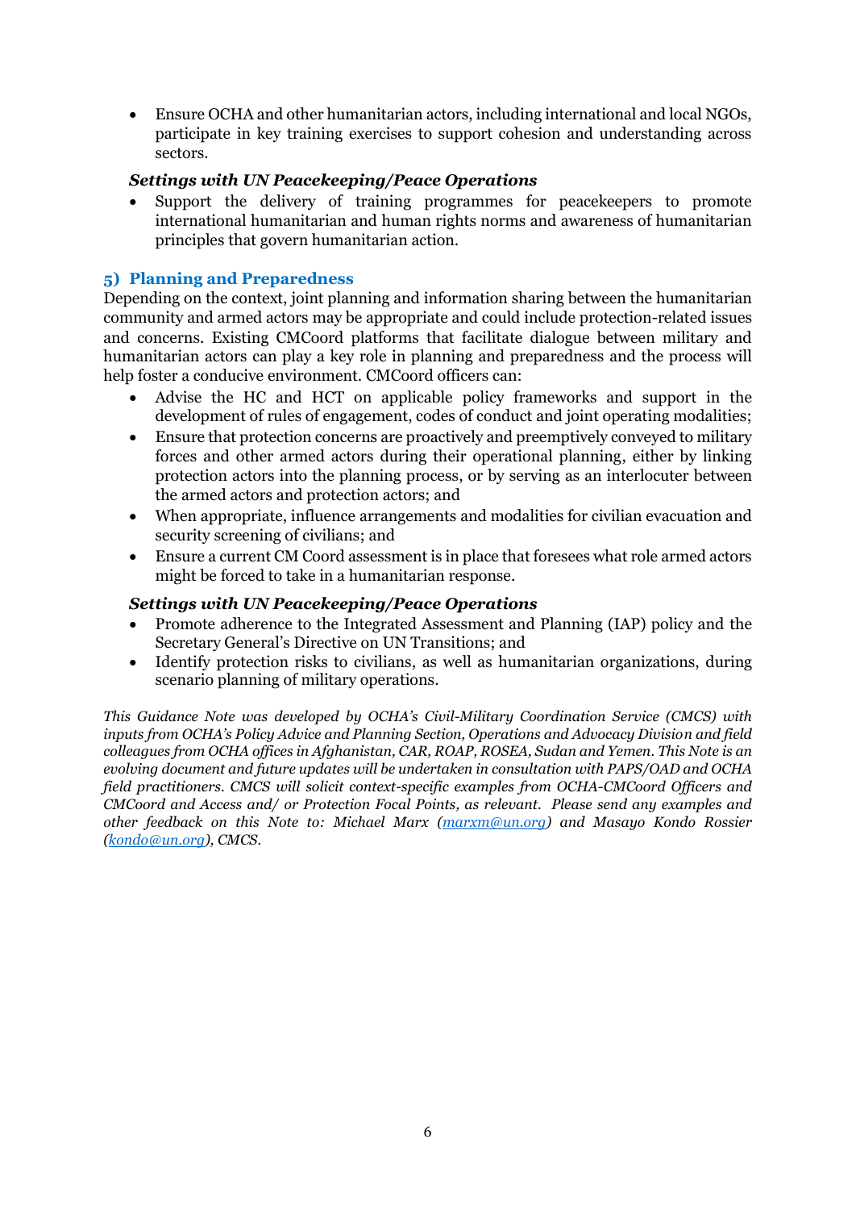- Ensure OCHA and other humanitarian actors, including international and local NGOs, participate in key training exercises to support cohesion and understanding across sectors.

***Settings with UN Peacekeeping/Peace Operations***

- Support the delivery of training programmes for peacekeepers to promote international humanitarian and human rights norms and awareness of humanitarian principles that govern humanitarian action.

## 5) Planning and Preparedness

Depending on the context, joint planning and information sharing between the humanitarian community and armed actors may be appropriate and could include protection-related issues and concerns. Existing CMCoord platforms that facilitate dialogue between military and humanitarian actors can play a key role in planning and preparedness and the process will help foster a conducive environment. CMCoord officers can:

- Advise the HC and HCT on applicable policy frameworks and support in the development of rules of engagement, codes of conduct and joint operating modalities;
- Ensure that protection concerns are proactively and preemptively conveyed to military forces and other armed actors during their operational planning, either by linking protection actors into the planning process, or by serving as an interlocuter between the armed actors and protection actors; and
- When appropriate, influence arrangements and modalities for civilian evacuation and security screening of civilians; and
- Ensure a current CM Coord assessment is in place that foresees what role armed actors might be forced to take in a humanitarian response.

***Settings with UN Peacekeeping/Peace Operations***

- Promote adherence to the Integrated Assessment and Planning (IAP) policy and the Secretary General's Directive on UN Transitions; and
- Identify protection risks to civilians, as well as humanitarian organizations, during scenario planning of military operations.

*This Guidance Note was developed by OCHA's Civil-Military Coordination Service (CMCS) with inputs from OCHA's Policy Advice and Planning Section, Operations and Advocacy Division and field colleagues from OCHA offices in Afghanistan, CAR, ROAP, ROSEA, Sudan and Yemen. This Note is an evolving document and future updates will be undertaken in consultation with PAPS/OAD and OCHA field practitioners. CMCS will solicit context-specific examples from OCHA-CMCoord Officers and CMCoord and Access and/ or Protection Focal Points, as relevant. Please send any examples and other feedback on this Note to: Michael Marx ([marxm@un.org](mailto:marxm@un.org)) and Masayo Kondo Rossier ([kondo@un.org](mailto:kondo@un.org)), CMCS.*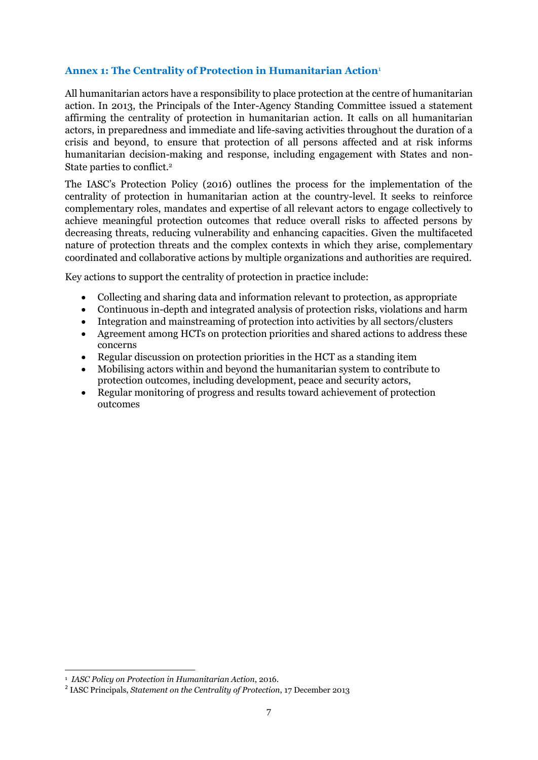## Annex 1: The Centrality of Protection in Humanitarian Action[1]

All humanitarian actors have a responsibility to place protection at the centre of humanitarian action. In 2013, the Principals of the Inter-Agency Standing Committee issued a statement affirming the centrality of protection in humanitarian action. It calls on all humanitarian actors, in preparedness and immediate and life-saving activities throughout the duration of a crisis and beyond, to ensure that protection of all persons affected and at risk informs humanitarian decision-making and response, including engagement with States and non-State parties to conflict.[2]

The IASC's Protection Policy (2016) outlines the process for the implementation of the centrality of protection in humanitarian action at the country-level. It seeks to reinforce complementary roles, mandates and expertise of all relevant actors to engage collectively to achieve meaningful protection outcomes that reduce overall risks to affected persons by decreasing threats, reducing vulnerability and enhancing capacities. Given the multifaceted nature of protection threats and the complex contexts in which they arise, complementary coordinated and collaborative actions by multiple organizations and authorities are required.

Key actions to support the centrality of protection in practice include:

- Collecting and sharing data and information relevant to protection, as appropriate
- Continuous in-depth and integrated analysis of protection risks, violations and harm
- Integration and mainstreaming of protection into activities by all sectors/clusters
- Agreement among HCTs on protection priorities and shared actions to address these concerns
- Regular discussion on protection priorities in the HCT as a standing item
- Mobilising actors within and beyond the humanitarian system to contribute to protection outcomes, including development, peace and security actors,
- Regular monitoring of progress and results toward achievement of protection outcomes

---

[1] *IASC Policy on Protection in Humanitarian Action*, 2016.

[2] IASC Principals, *Statement on the Centrality of Protection*, 17 December 2013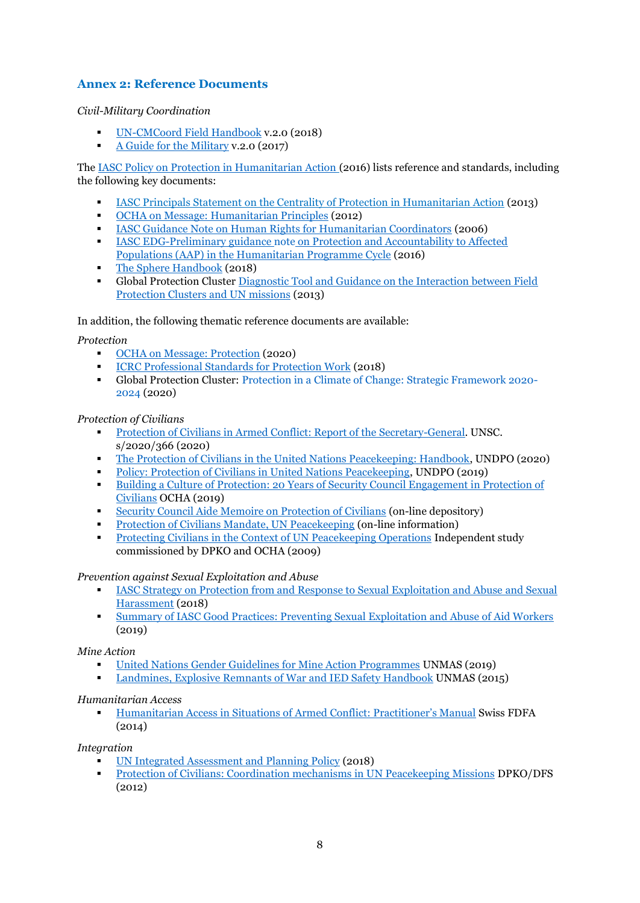## Annex 2: Reference Documents

*Civil-Military Coordination*

- UN-CMCoord Field Handbook v.2.0 (2018)
- A Guide for the Military v.2.0 (2017)

The IASC Policy on Protection in Humanitarian Action (2016) lists reference and standards, including the following key documents:

- IASC Principals Statement on the Centrality of Protection in Humanitarian Action (2013)
- OCHA on Message: Humanitarian Principles (2012)
- IASC Guidance Note on Human Rights for Humanitarian Coordinators (2006)
- IASC EDG-Preliminary guidance note on Protection and Accountability to Affected Populations (AAP) in the Humanitarian Programme Cycle (2016)
- The Sphere Handbook (2018)
- Global Protection Cluster Diagnostic Tool and Guidance on the Interaction between Field Protection Clusters and UN missions (2013)

In addition, the following thematic reference documents are available:

*Protection*

- OCHA on Message: Protection (2020)
- ICRC Professional Standards for Protection Work (2018)
- Global Protection Cluster: Protection in a Climate of Change: Strategic Framework 2020-2024 (2020)

*Protection of Civilians*

- Protection of Civilians in Armed Conflict: Report of the Secretary-General. UNSC. s/2020/366 (2020)
- The Protection of Civilians in the United Nations Peacekeeping: Handbook, UNDPO (2020)
- Policy: Protection of Civilians in United Nations Peacekeeping, UNDPO (2019)
- Building a Culture of Protection: 20 Years of Security Council Engagement in Protection of Civilians OCHA (2019)
- Security Council Aide Memoire on Protection of Civilians (on-line depository)
- Protection of Civilians Mandate, UN Peacekeeping (on-line information)
- Protecting Civilians in the Context of UN Peacekeeping Operations Independent study commissioned by DPKO and OCHA (2009)

*Prevention against Sexual Exploitation and Abuse*

- IASC Strategy on Protection from and Response to Sexual Exploitation and Abuse and Sexual Harassment (2018)
- Summary of IASC Good Practices: Preventing Sexual Exploitation and Abuse of Aid Workers (2019)

*Mine Action*

- United Nations Gender Guidelines for Mine Action Programmes UNMAS (2019)
- Landmines, Explosive Remnants of War and IED Safety Handbook UNMAS (2015)

*Humanitarian Access*

- Humanitarian Access in Situations of Armed Conflict: Practitioner's Manual Swiss FDFA (2014)

*Integration*

- UN Integrated Assessment and Planning Policy (2018)
- Protection of Civilians: Coordination mechanisms in UN Peacekeeping Missions DPKO/DFS (2012)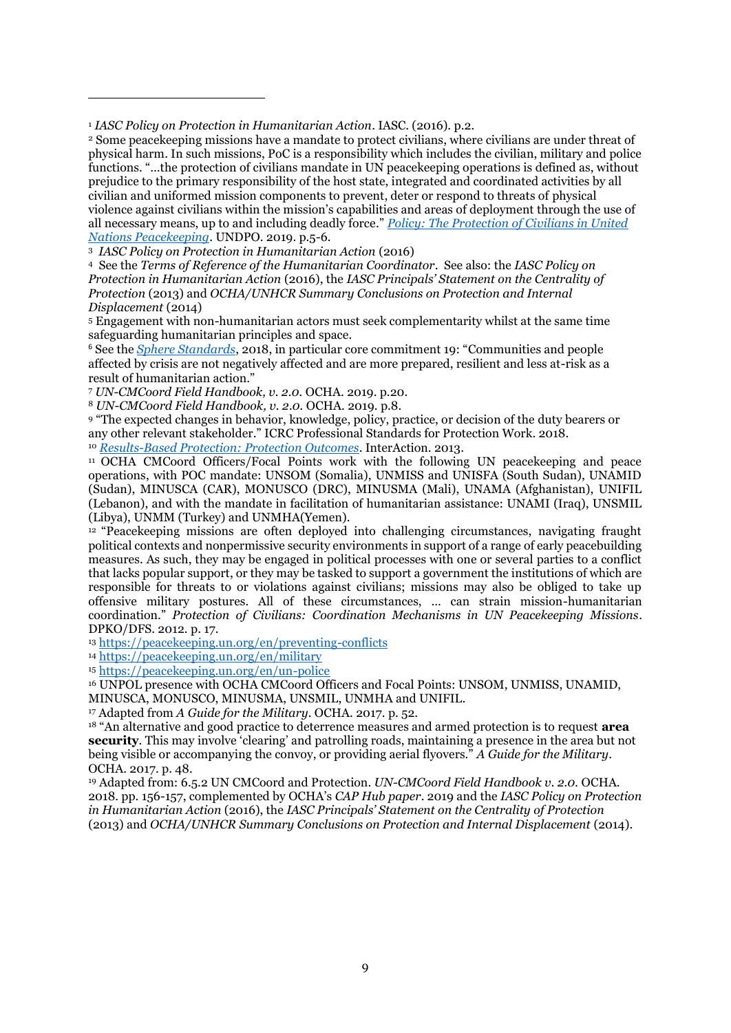[1] *IASC Policy on Protection in Humanitarian Action*. IASC. (2016). p.2.

[2] Some peacekeeping missions have a mandate to protect civilians, where civilians are under threat of physical harm. In such missions, PoC is a responsibility which includes the civilian, military and police functions. "…the protection of civilians mandate in UN peacekeeping operations is defined as, without prejudice to the primary responsibility of the host state, integrated and coordinated activities by all civilian and uniformed mission components to prevent, deter or respond to threats of physical violence against civilians within the mission's capabilities and areas of deployment through the use of all necessary means, up to and including deadly force." *Policy: The Protection of Civilians in United Nations Peacekeeping*. UNDPO. 2019. p.5-6.

[3] *IASC Policy on Protection in Humanitarian Action* (2016)

[4] See the *Terms of Reference of the Humanitarian Coordinator*. See also: the *IASC Policy on Protection in Humanitarian Action* (2016), the *IASC Principals' Statement on the Centrality of Protection* (2013) and *OCHA/UNHCR Summary Conclusions on Protection and Internal Displacement* (2014)

[5] Engagement with non-humanitarian actors must seek complementarity whilst at the same time safeguarding humanitarian principles and space.

[6] See the *Sphere Standards*, 2018, in particular core commitment 19: "Communities and people affected by crisis are not negatively affected and are more prepared, resilient and less at-risk as a result of humanitarian action."

[7] *UN-CMCoord Field Handbook, v. 2.0*. OCHA. 2019. p.20.

[8] *UN-CMCoord Field Handbook, v. 2.0*. OCHA. 2019. p.8.

[9] "The expected changes in behavior, knowledge, policy, practice, or decision of the duty bearers or any other relevant stakeholder." ICRC Professional Standards for Protection Work. 2018.

[10] *Results-Based Protection: Protection Outcomes*. InterAction. 2013.

[11] OCHA CMCoord Officers/Focal Points work with the following UN peacekeeping and peace operations, with POC mandate: UNSOM (Somalia), UNMISS and UNISFA (South Sudan), UNAMID (Sudan), MINUSCA (CAR), MONUSCO (DRC), MINUSMA (Mali), UNAMA (Afghanistan), UNIFIL (Lebanon), and with the mandate in facilitation of humanitarian assistance: UNAMI (Iraq), UNSMIL (Libya), UNMM (Turkey) and UNMHA(Yemen).

[12] "Peacekeeping missions are often deployed into challenging circumstances, navigating fraught political contexts and nonpermissive security environments in support of a range of early peacebuilding measures. As such, they may be engaged in political processes with one or several parties to a conflict that lacks popular support, or they may be tasked to support a government the institutions of which are responsible for threats to or violations against civilians; missions may also be obliged to take up offensive military postures. All of these circumstances, … can strain mission-humanitarian coordination." *Protection of Civilians: Coordination Mechanisms in UN Peacekeeping Missions*. DPKO/DFS. 2012. p. 17.

[13] https://peacekeeping.un.org/en/preventing-conflicts

[14] https://peacekeeping.un.org/en/military

[15] https://peacekeeping.un.org/en/un-police

[16] UNPOL presence with OCHA CMCoord Officers and Focal Points: UNSOM, UNMISS, UNAMID, MINUSCA, MONUSCO, MINUSMA, UNSMIL, UNMHA and UNIFIL.

[17] Adapted from *A Guide for the Military*. OCHA. 2017. p. 52.

[18] "An alternative and good practice to deterrence measures and armed protection is to request **area security**. This may involve 'clearing' and patrolling roads, maintaining a presence in the area but not being visible or accompanying the convoy, or providing aerial flyovers." *A Guide for the Military*. OCHA. 2017. p. 48.

[19] Adapted from: 6.5.2 UN CMCoord and Protection. *UN-CMCoord Field Handbook v. 2.0*. OCHA. 2018. pp. 156-157, complemented by OCHA's *CAP Hub paper*. 2019 and the *IASC Policy on Protection in Humanitarian Action* (2016), the *IASC Principals' Statement on the Centrality of Protection* (2013) and *OCHA/UNHCR Summary Conclusions on Protection and Internal Displacement* (2014).